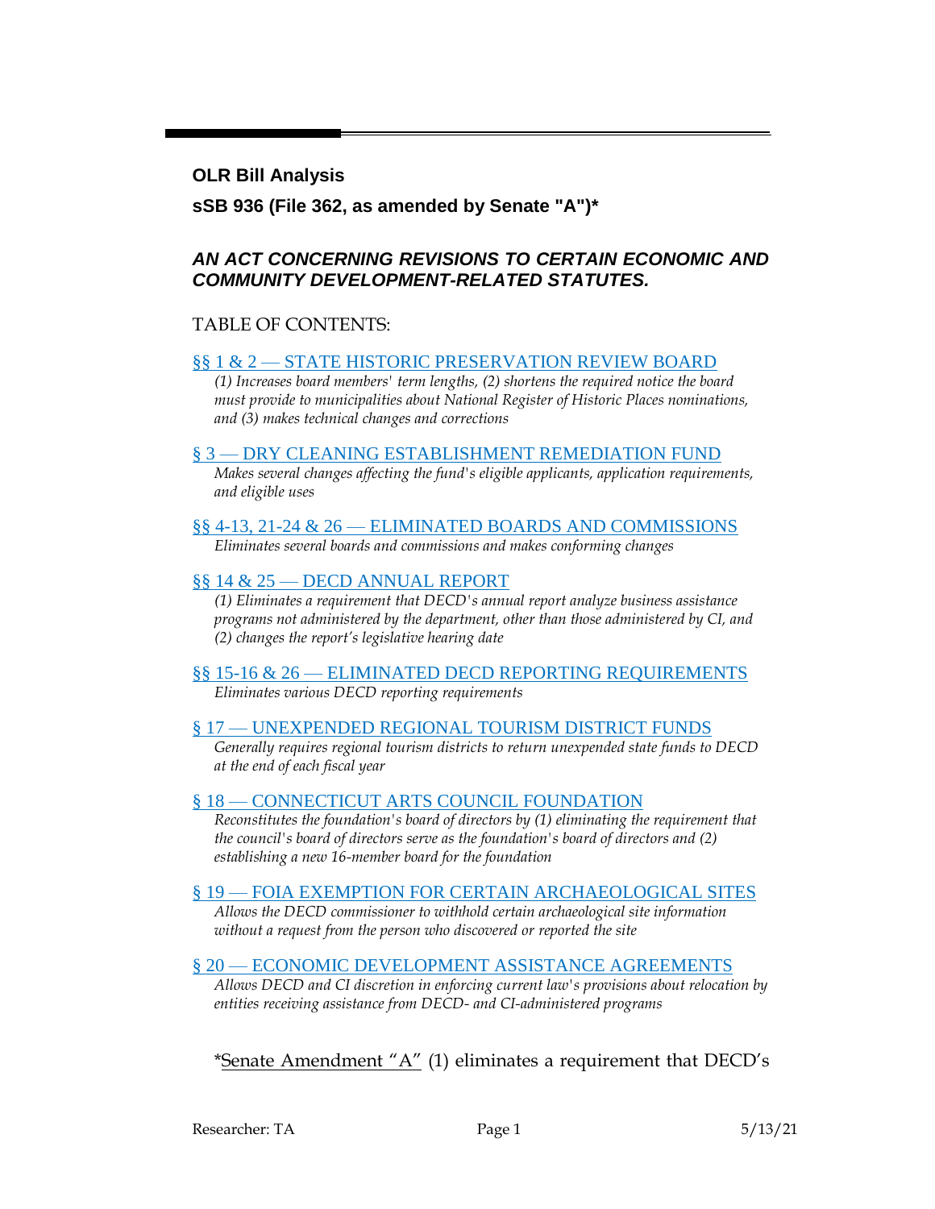## OLR Bill Analysis

**sSB 936 (File 362, as amended by Senate "A")***

### *AN ACT CONCERNING REVISIONS TO CERTAIN ECONOMIC AND COMMUNITY DEVELOPMENT-RELATED STATUTES.*

TABLE OF CONTENTS:

§§ 1 & 2 — STATE HISTORIC PRESERVATION REVIEW BOARD
*(1) Increases board members' term lengths, (2) shortens the required notice the board must provide to municipalities about National Register of Historic Places nominations, and (3) makes technical changes and corrections*

§ 3 — DRY CLEANING ESTABLISHMENT REMEDIATION FUND
*Makes several changes affecting the fund's eligible applicants, application requirements, and eligible uses*

§§ 4-13, 21-24 & 26 — ELIMINATED BOARDS AND COMMISSIONS
*Eliminates several boards and commissions and makes conforming changes*

§§ 14 & 25 — DECD ANNUAL REPORT
*(1) Eliminates a requirement that DECD's annual report analyze business assistance programs not administered by the department, other than those administered by CI, and (2) changes the report's legislative hearing date*

§§ 15-16 & 26 — ELIMINATED DECD REPORTING REQUIREMENTS
*Eliminates various DECD reporting requirements*

§ 17 — UNEXPENDED REGIONAL TOURISM DISTRICT FUNDS
*Generally requires regional tourism districts to return unexpended state funds to DECD at the end of each fiscal year*

§ 18 — CONNECTICUT ARTS COUNCIL FOUNDATION
*Reconstitutes the foundation's board of directors by (1) eliminating the requirement that the council's board of directors serve as the foundation's board of directors and (2) establishing a new 16-member board for the foundation*

§ 19 — FOIA EXEMPTION FOR CERTAIN ARCHAEOLOGICAL SITES
*Allows the DECD commissioner to withhold certain archaeological site information without a request from the person who discovered or reported the site*

§ 20 — ECONOMIC DEVELOPMENT ASSISTANCE AGREEMENTS
*Allows DECD and CI discretion in enforcing current law's provisions about relocation by entities receiving assistance from DECD- and CI-administered programs*

*Senate Amendment "A" (1) eliminates a requirement that DECD's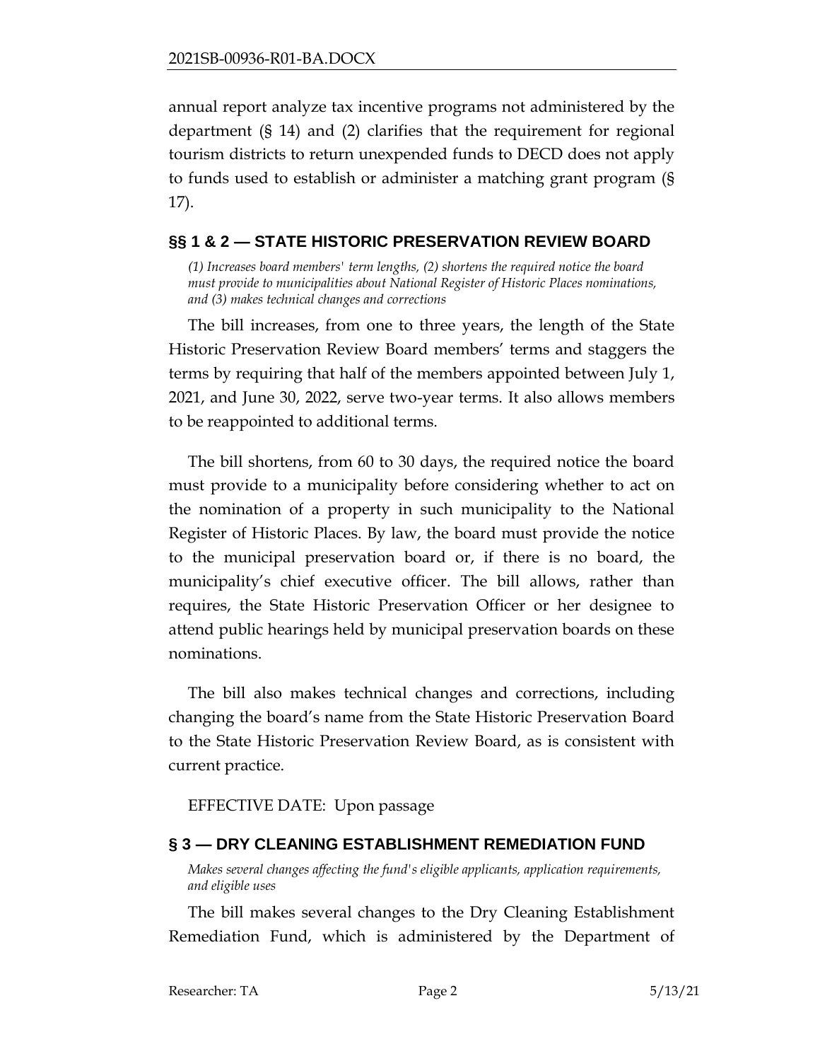annual report analyze tax incentive programs not administered by the department (§ 14) and (2) clarifies that the requirement for regional tourism districts to return unexpended funds to DECD does not apply to funds used to establish or administer a matching grant program (§ 17).

## §§ 1 & 2 — STATE HISTORIC PRESERVATION REVIEW BOARD

*(1) Increases board members' term lengths, (2) shortens the required notice the board must provide to municipalities about National Register of Historic Places nominations, and (3) makes technical changes and corrections*

The bill increases, from one to three years, the length of the State Historic Preservation Review Board members' terms and staggers the terms by requiring that half of the members appointed between July 1, 2021, and June 30, 2022, serve two-year terms. It also allows members to be reappointed to additional terms.

The bill shortens, from 60 to 30 days, the required notice the board must provide to a municipality before considering whether to act on the nomination of a property in such municipality to the National Register of Historic Places. By law, the board must provide the notice to the municipal preservation board or, if there is no board, the municipality's chief executive officer. The bill allows, rather than requires, the State Historic Preservation Officer or her designee to attend public hearings held by municipal preservation boards on these nominations.

The bill also makes technical changes and corrections, including changing the board's name from the State Historic Preservation Board to the State Historic Preservation Review Board, as is consistent with current practice.

EFFECTIVE DATE: Upon passage

## § 3 — DRY CLEANING ESTABLISHMENT REMEDIATION FUND

*Makes several changes affecting the fund's eligible applicants, application requirements, and eligible uses*

The bill makes several changes to the Dry Cleaning Establishment Remediation Fund, which is administered by the Department of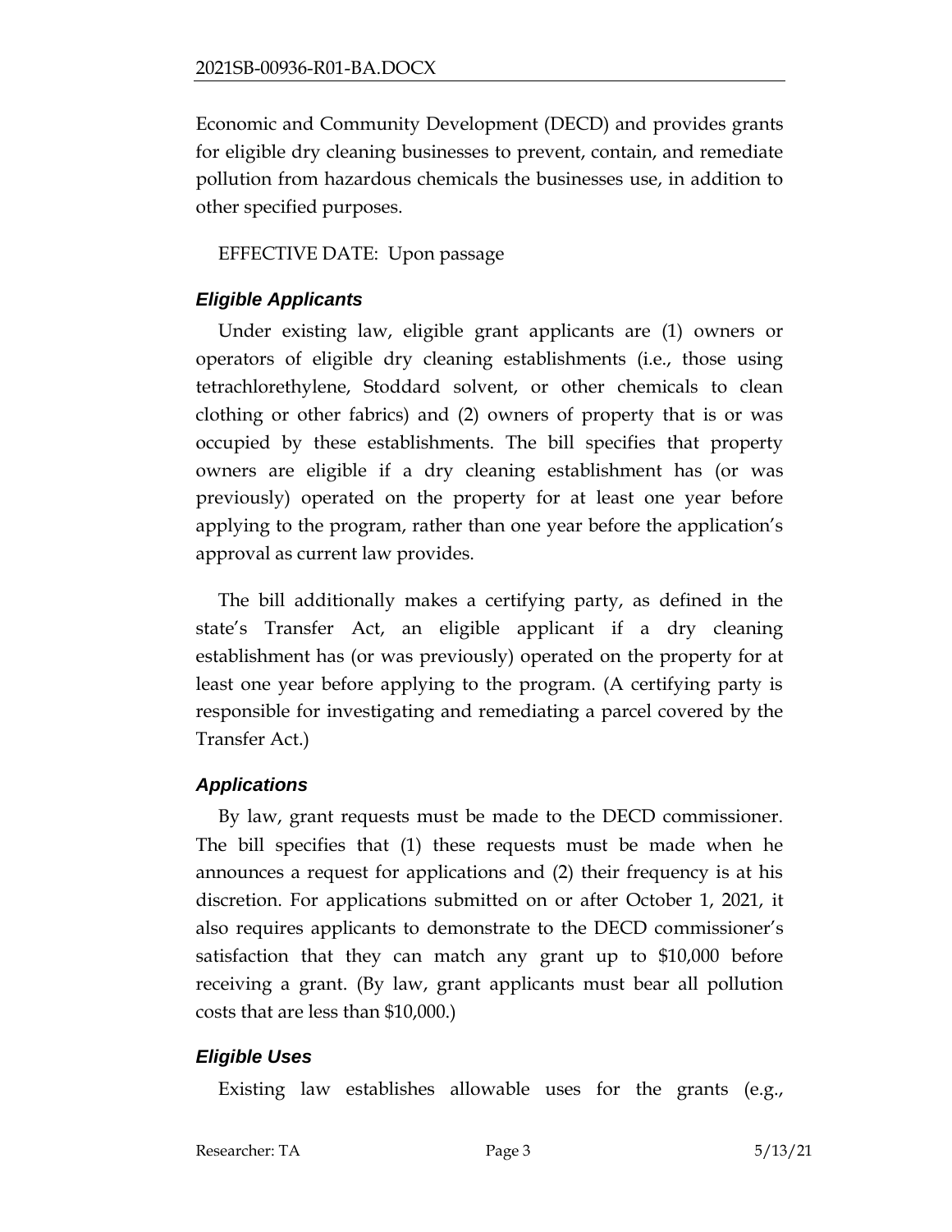Economic and Community Development (DECD) and provides grants for eligible dry cleaning businesses to prevent, contain, and remediate pollution from hazardous chemicals the businesses use, in addition to other specified purposes.

EFFECTIVE DATE: Upon passage

### *Eligible Applicants*

Under existing law, eligible grant applicants are (1) owners or operators of eligible dry cleaning establishments (i.e., those using tetrachlorethylene, Stoddard solvent, or other chemicals to clean clothing or other fabrics) and (2) owners of property that is or was occupied by these establishments. The bill specifies that property owners are eligible if a dry cleaning establishment has (or was previously) operated on the property for at least one year before applying to the program, rather than one year before the application's approval as current law provides.

The bill additionally makes a certifying party, as defined in the state's Transfer Act, an eligible applicant if a dry cleaning establishment has (or was previously) operated on the property for at least one year before applying to the program. (A certifying party is responsible for investigating and remediating a parcel covered by the Transfer Act.)

### *Applications*

By law, grant requests must be made to the DECD commissioner. The bill specifies that (1) these requests must be made when he announces a request for applications and (2) their frequency is at his discretion. For applications submitted on or after October 1, 2021, it also requires applicants to demonstrate to the DECD commissioner's satisfaction that they can match any grant up to $10,000 before receiving a grant. (By law, grant applicants must bear all pollution costs that are less than $10,000.)

### *Eligible Uses*

Existing law establishes allowable uses for the grants (e.g.,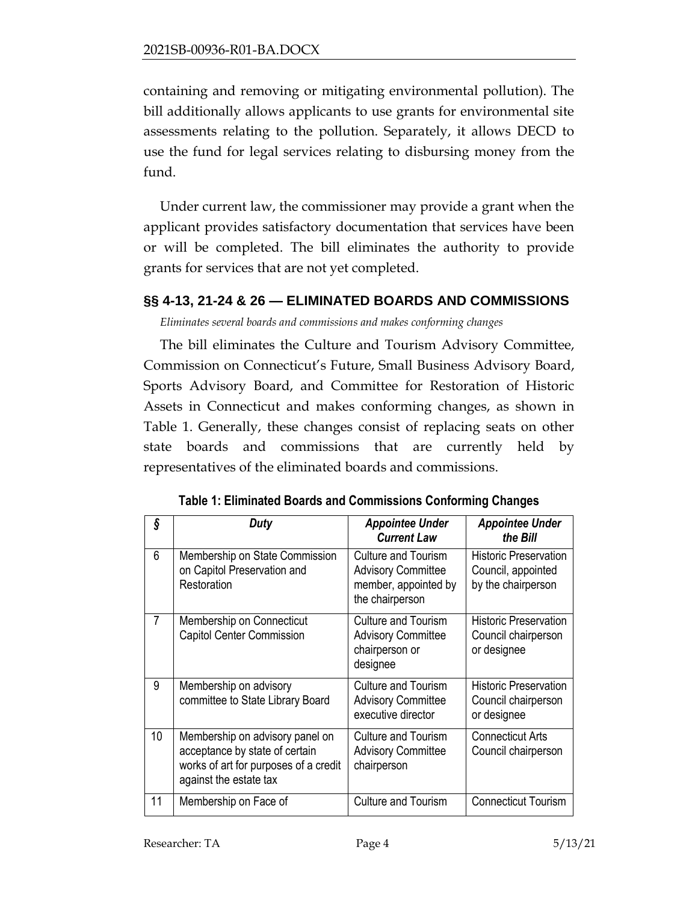containing and removing or mitigating environmental pollution). The bill additionally allows applicants to use grants for environmental site assessments relating to the pollution. Separately, it allows DECD to use the fund for legal services relating to disbursing money from the fund.

Under current law, the commissioner may provide a grant when the applicant provides satisfactory documentation that services have been or will be completed. The bill eliminates the authority to provide grants for services that are not yet completed.

## §§ 4-13, 21-24 & 26 — ELIMINATED BOARDS AND COMMISSIONS

*Eliminates several boards and commissions and makes conforming changes*

The bill eliminates the Culture and Tourism Advisory Committee, Commission on Connecticut's Future, Small Business Advisory Board, Sports Advisory Board, and Committee for Restoration of Historic Assets in Connecticut and makes conforming changes, as shown in Table 1. Generally, these changes consist of replacing seats on other state boards and commissions that are currently held by representatives of the eliminated boards and commissions.

**Table 1: Eliminated Boards and Commissions Conforming Changes**

| *§* | *Duty* | *Appointee Under Current Law* | *Appointee Under the Bill* |
|---|---|---|---|
| 6 | Membership on State Commission on Capitol Preservation and Restoration | Culture and Tourism Advisory Committee member, appointed by the chairperson | Historic Preservation Council, appointed by the chairperson |
| 7 | Membership on Connecticut Capitol Center Commission | Culture and Tourism Advisory Committee chairperson or designee | Historic Preservation Council chairperson or designee |
| 9 | Membership on advisory committee to State Library Board | Culture and Tourism Advisory Committee executive director | Historic Preservation Council chairperson or designee |
| 10 | Membership on advisory panel on acceptance by state of certain works of art for purposes of a credit against the estate tax | Culture and Tourism Advisory Committee chairperson | Connecticut Arts Council chairperson |
| 11 | Membership on Face of | Culture and Tourism | Connecticut Tourism |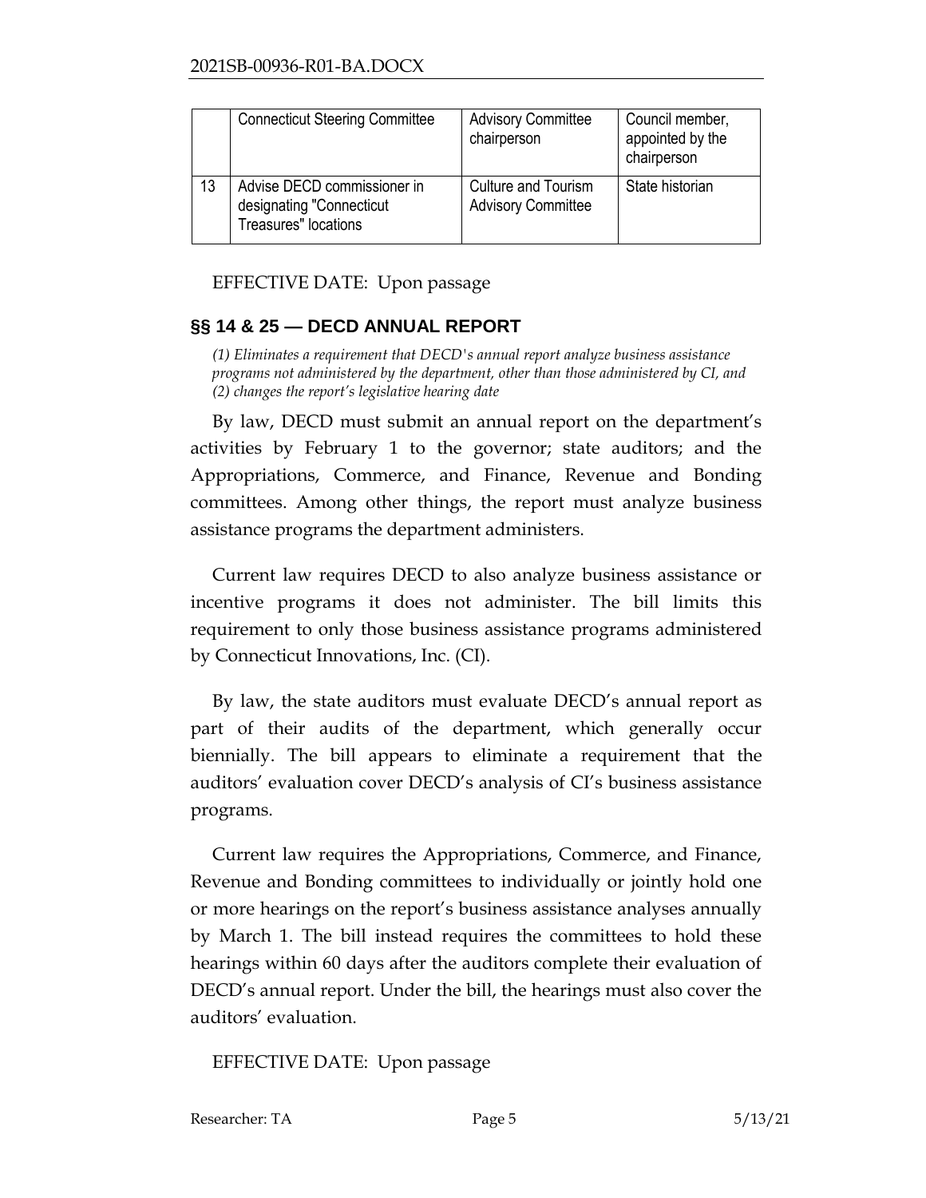| | Connecticut Steering Committee | Advisory Committee chairperson | Council member, appointed by the chairperson |
|---|---|---|---|
| 13 | Advise DECD commissioner in designating "Connecticut Treasures" locations | Culture and Tourism Advisory Committee | State historian |

EFFECTIVE DATE: Upon passage

## §§ 14 & 25 — DECD ANNUAL REPORT

*(1) Eliminates a requirement that DECD's annual report analyze business assistance programs not administered by the department, other than those administered by CI, and (2) changes the report's legislative hearing date*

By law, DECD must submit an annual report on the department's activities by February 1 to the governor; state auditors; and the Appropriations, Commerce, and Finance, Revenue and Bonding committees. Among other things, the report must analyze business assistance programs the department administers.

Current law requires DECD to also analyze business assistance or incentive programs it does not administer. The bill limits this requirement to only those business assistance programs administered by Connecticut Innovations, Inc. (CI).

By law, the state auditors must evaluate DECD's annual report as part of their audits of the department, which generally occur biennially. The bill appears to eliminate a requirement that the auditors' evaluation cover DECD's analysis of CI's business assistance programs.

Current law requires the Appropriations, Commerce, and Finance, Revenue and Bonding committees to individually or jointly hold one or more hearings on the report's business assistance analyses annually by March 1. The bill instead requires the committees to hold these hearings within 60 days after the auditors complete their evaluation of DECD's annual report. Under the bill, the hearings must also cover the auditors' evaluation.

EFFECTIVE DATE: Upon passage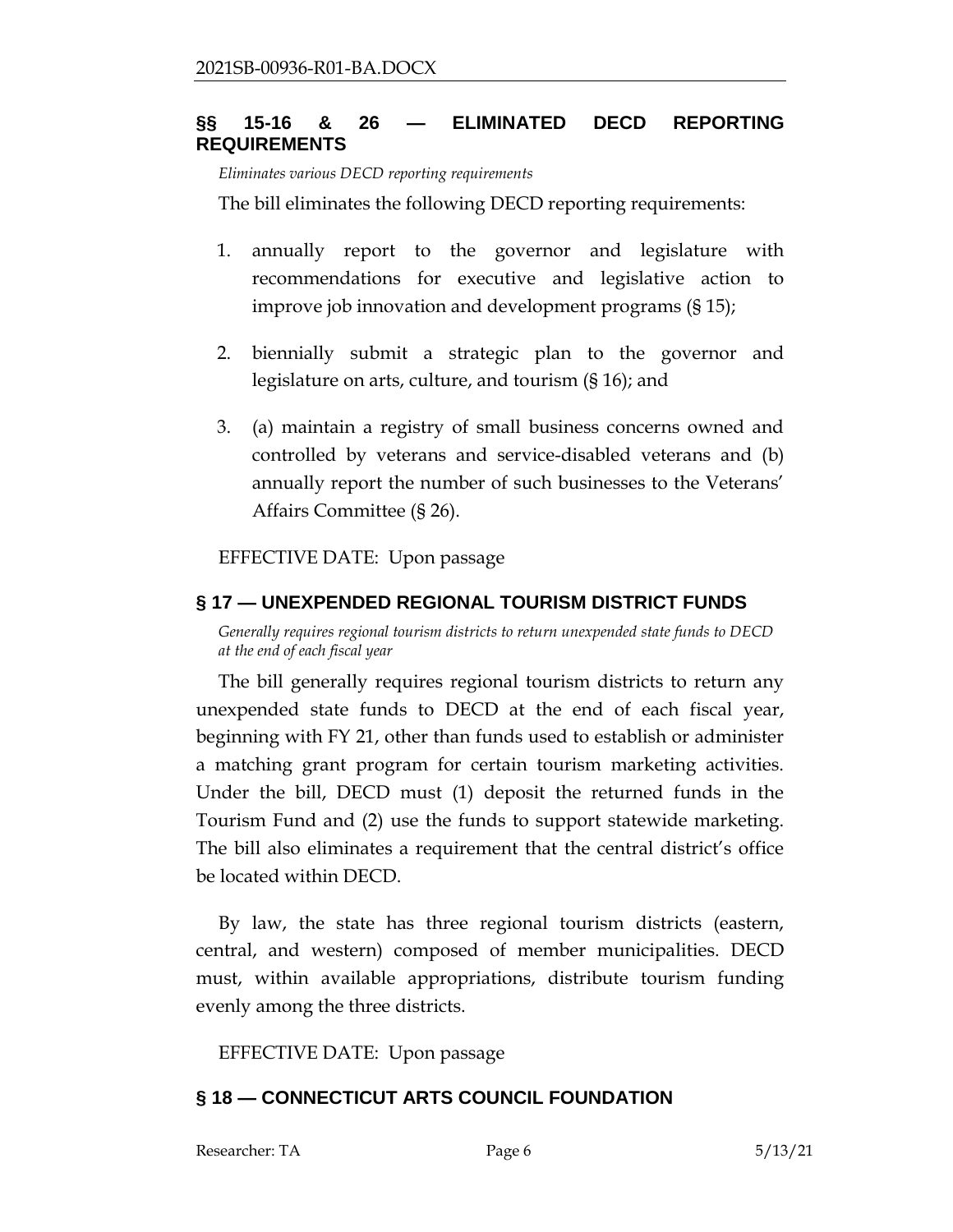## §§ 15-16 & 26 — ELIMINATED DECD REPORTING REQUIREMENTS

*Eliminates various DECD reporting requirements*

The bill eliminates the following DECD reporting requirements:

1. annually report to the governor and legislature with recommendations for executive and legislative action to improve job innovation and development programs (§ 15);
2. biennially submit a strategic plan to the governor and legislature on arts, culture, and tourism (§ 16); and
3. (a) maintain a registry of small business concerns owned and controlled by veterans and service-disabled veterans and (b) annually report the number of such businesses to the Veterans' Affairs Committee (§ 26).

EFFECTIVE DATE: Upon passage

## § 17 — UNEXPENDED REGIONAL TOURISM DISTRICT FUNDS

*Generally requires regional tourism districts to return unexpended state funds to DECD at the end of each fiscal year*

The bill generally requires regional tourism districts to return any unexpended state funds to DECD at the end of each fiscal year, beginning with FY 21, other than funds used to establish or administer a matching grant program for certain tourism marketing activities. Under the bill, DECD must (1) deposit the returned funds in the Tourism Fund and (2) use the funds to support statewide marketing. The bill also eliminates a requirement that the central district's office be located within DECD.

By law, the state has three regional tourism districts (eastern, central, and western) composed of member municipalities. DECD must, within available appropriations, distribute tourism funding evenly among the three districts.

EFFECTIVE DATE: Upon passage

## § 18 — CONNECTICUT ARTS COUNCIL FOUNDATION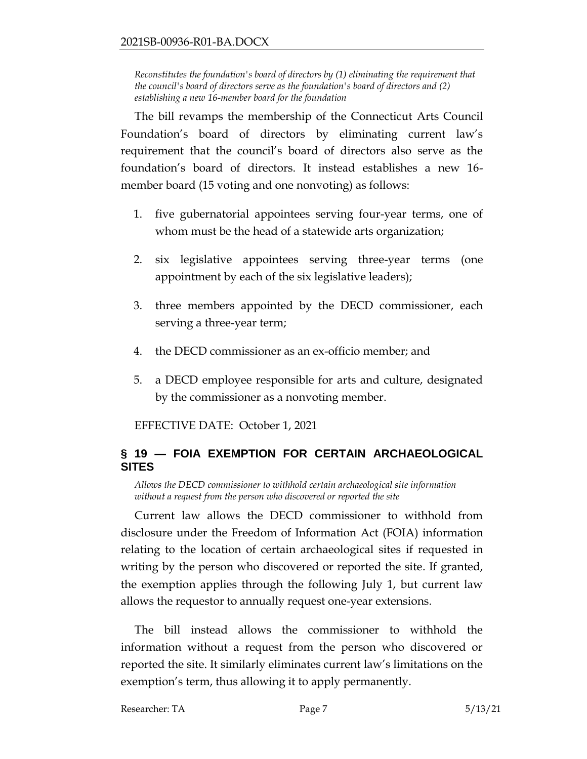*Reconstitutes the foundation's board of directors by (1) eliminating the requirement that the council's board of directors serve as the foundation's board of directors and (2) establishing a new 16-member board for the foundation*

The bill revamps the membership of the Connecticut Arts Council Foundation's board of directors by eliminating current law's requirement that the council's board of directors also serve as the foundation's board of directors. It instead establishes a new 16-member board (15 voting and one nonvoting) as follows:

1. five gubernatorial appointees serving four-year terms, one of whom must be the head of a statewide arts organization;
2. six legislative appointees serving three-year terms (one appointment by each of the six legislative leaders);
3. three members appointed by the DECD commissioner, each serving a three-year term;
4. the DECD commissioner as an ex-officio member; and
5. a DECD employee responsible for arts and culture, designated by the commissioner as a nonvoting member.

EFFECTIVE DATE: October 1, 2021

## § 19 — FOIA EXEMPTION FOR CERTAIN ARCHAEOLOGICAL SITES

*Allows the DECD commissioner to withhold certain archaeological site information without a request from the person who discovered or reported the site*

Current law allows the DECD commissioner to withhold from disclosure under the Freedom of Information Act (FOIA) information relating to the location of certain archaeological sites if requested in writing by the person who discovered or reported the site. If granted, the exemption applies through the following July 1, but current law allows the requestor to annually request one-year extensions.

The bill instead allows the commissioner to withhold the information without a request from the person who discovered or reported the site. It similarly eliminates current law's limitations on the exemption's term, thus allowing it to apply permanently.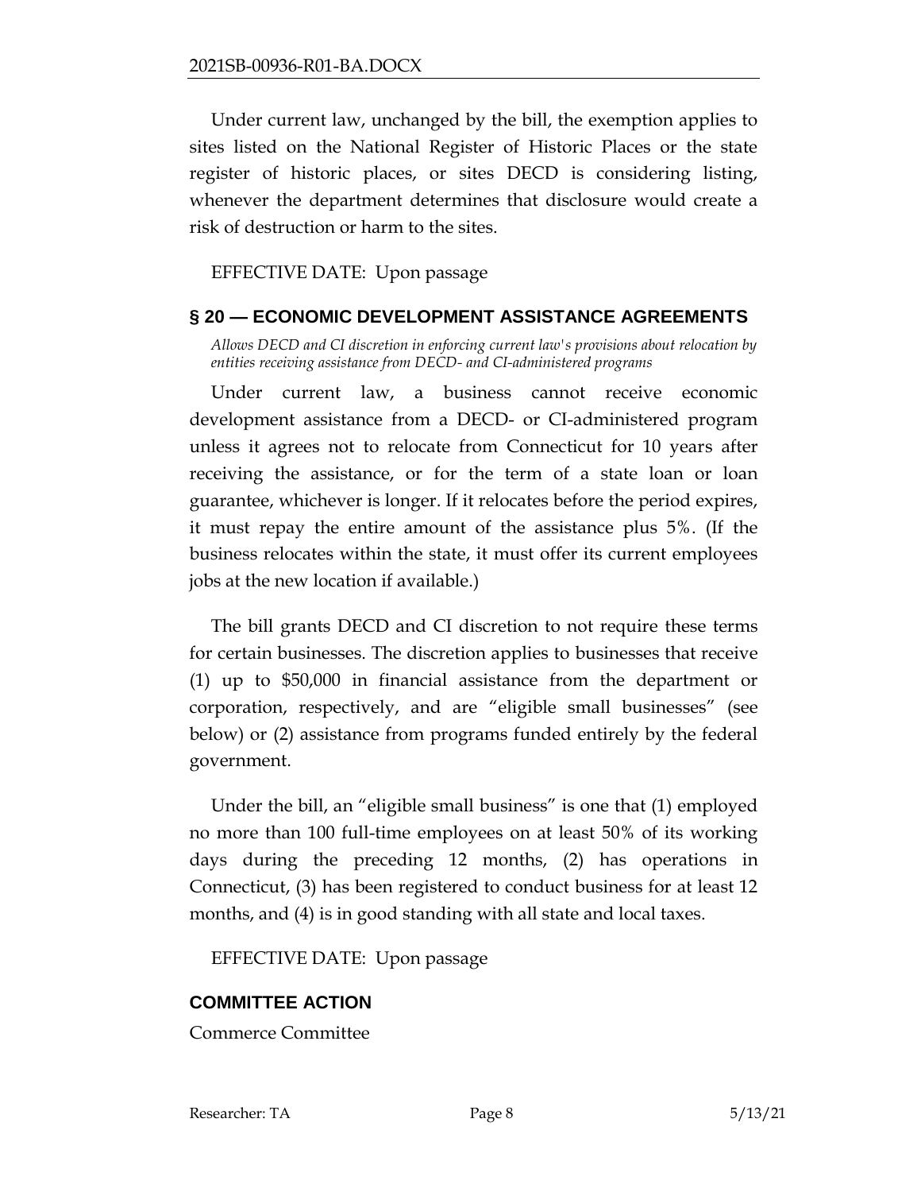Under current law, unchanged by the bill, the exemption applies to sites listed on the National Register of Historic Places or the state register of historic places, or sites DECD is considering listing, whenever the department determines that disclosure would create a risk of destruction or harm to the sites.

EFFECTIVE DATE: Upon passage

## § 20 — ECONOMIC DEVELOPMENT ASSISTANCE AGREEMENTS

*Allows DECD and CI discretion in enforcing current law's provisions about relocation by entities receiving assistance from DECD- and CI-administered programs*

Under current law, a business cannot receive economic development assistance from a DECD- or CI-administered program unless it agrees not to relocate from Connecticut for 10 years after receiving the assistance, or for the term of a state loan or loan guarantee, whichever is longer. If it relocates before the period expires, it must repay the entire amount of the assistance plus 5%. (If the business relocates within the state, it must offer its current employees jobs at the new location if available.)

The bill grants DECD and CI discretion to not require these terms for certain businesses. The discretion applies to businesses that receive (1) up to $50,000 in financial assistance from the department or corporation, respectively, and are "eligible small businesses" (see below) or (2) assistance from programs funded entirely by the federal government.

Under the bill, an "eligible small business" is one that (1) employed no more than 100 full-time employees on at least 50% of its working days during the preceding 12 months, (2) has operations in Connecticut, (3) has been registered to conduct business for at least 12 months, and (4) is in good standing with all state and local taxes.

EFFECTIVE DATE: Upon passage

## COMMITTEE ACTION

Commerce Committee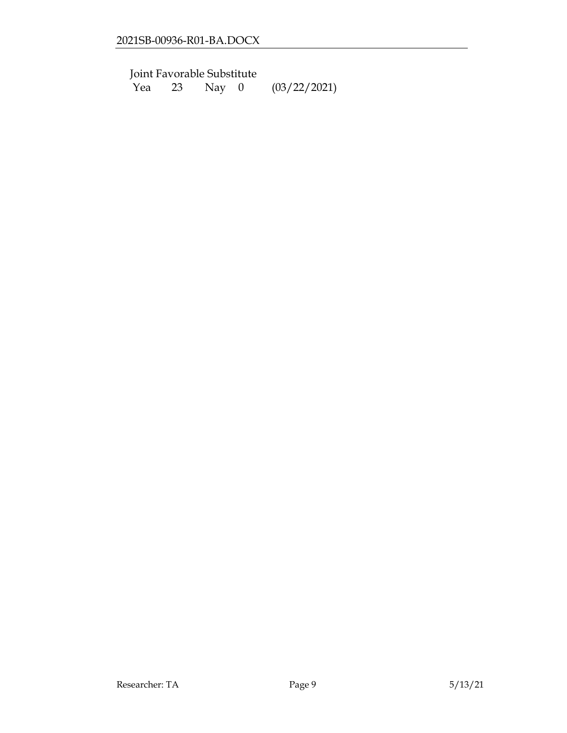Joint Favorable Substitute

| | | | | |
|---|---|---|---|---|
| Yea | 23 | Nay | 0 | (03/22/2021) |